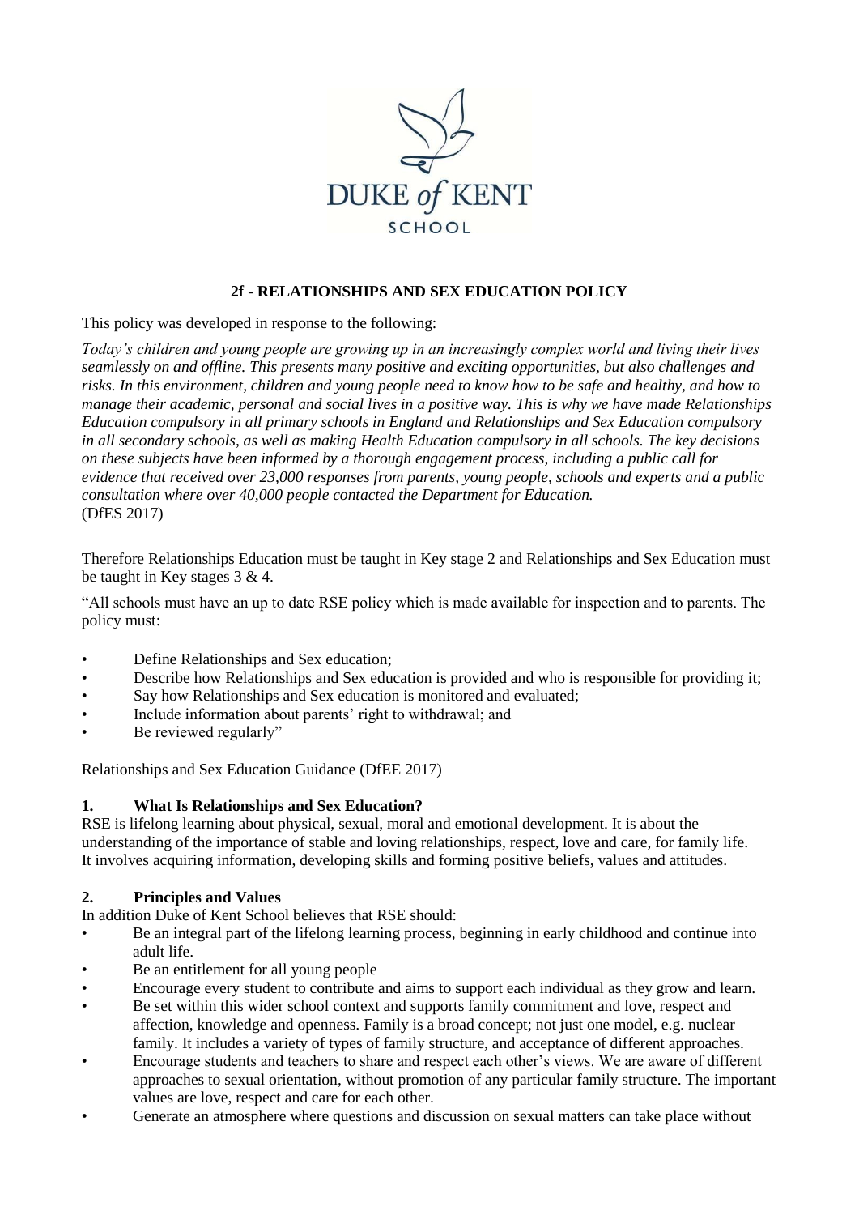DUKE *of* KENT

SCHOOL

## 2f - RELATIONSHIPS AND SEX EDUCATION POLICY

This policy was developed in response to the following:

*Today's children and young people are growing up in an increasingly complex world and living their lives seamlessly on and offline. This presents many positive and exciting opportunities, but also challenges and risks. In this environment, children and young people need to know how to be safe and healthy, and how to manage their academic, personal and social lives in a positive way. This is why we have made Relationships Education compulsory in all primary schools in England and Relationships and Sex Education compulsory in all secondary schools, as well as making Health Education compulsory in all schools. The key decisions on these subjects have been informed by a thorough engagement process, including a public call for evidence that received over 23,000 responses from parents, young people, schools and experts and a public consultation where over 40,000 people contacted the Department for Education.*
(DfES 2017)

Therefore Relationships Education must be taught in Key stage 2 and Relationships and Sex Education must be taught in Key stages 3 & 4.

"All schools must have an up to date RSE policy which is made available for inspection and to parents. The policy must:

- Define Relationships and Sex education;
- Describe how Relationships and Sex education is provided and who is responsible for providing it;
- Say how Relationships and Sex education is monitored and evaluated;
- Include information about parents' right to withdrawal; and
- Be reviewed regularly"

Relationships and Sex Education Guidance (DfEE 2017)

### 1. What Is Relationships and Sex Education?

RSE is lifelong learning about physical, sexual, moral and emotional development. It is about the understanding of the importance of stable and loving relationships, respect, love and care, for family life. It involves acquiring information, developing skills and forming positive beliefs, values and attitudes.

### 2. Principles and Values

In addition Duke of Kent School believes that RSE should:

- Be an integral part of the lifelong learning process, beginning in early childhood and continue into adult life.
- Be an entitlement for all young people
- Encourage every student to contribute and aims to support each individual as they grow and learn.
- Be set within this wider school context and supports family commitment and love, respect and affection, knowledge and openness. Family is a broad concept; not just one model, e.g. nuclear family. It includes a variety of types of family structure, and acceptance of different approaches.
- Encourage students and teachers to share and respect each other's views. We are aware of different approaches to sexual orientation, without promotion of any particular family structure. The important values are love, respect and care for each other.
- Generate an atmosphere where questions and discussion on sexual matters can take place without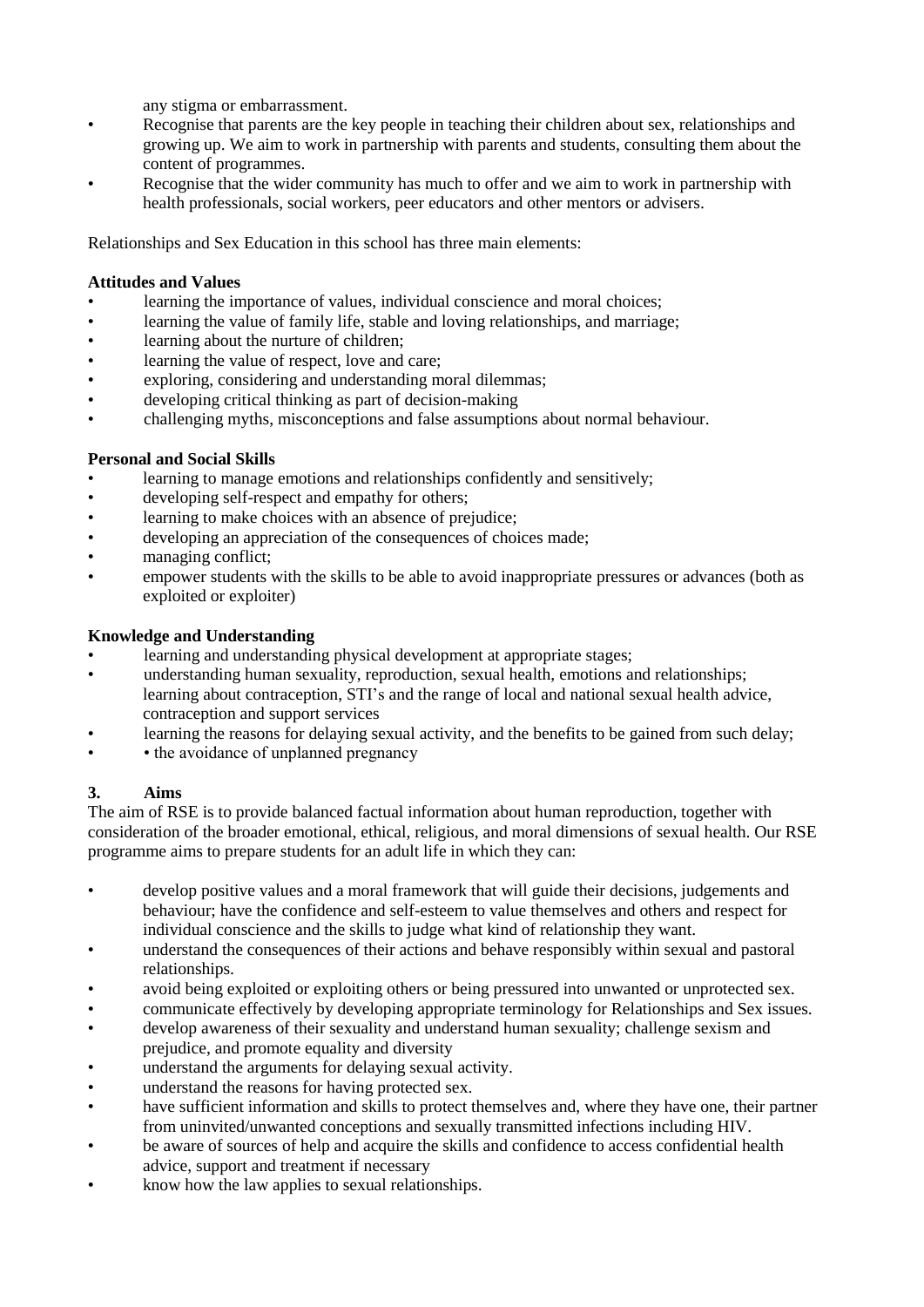any stigma or embarrassment.

- Recognise that parents are the key people in teaching their children about sex, relationships and growing up. We aim to work in partnership with parents and students, consulting them about the content of programmes.
- Recognise that the wider community has much to offer and we aim to work in partnership with health professionals, social workers, peer educators and other mentors or advisers.

Relationships and Sex Education in this school has three main elements:

**Attitudes and Values**

- learning the importance of values, individual conscience and moral choices;
- learning the value of family life, stable and loving relationships, and marriage;
- learning about the nurture of children;
- learning the value of respect, love and care;
- exploring, considering and understanding moral dilemmas;
- developing critical thinking as part of decision-making
- challenging myths, misconceptions and false assumptions about normal behaviour.

**Personal and Social Skills**

- learning to manage emotions and relationships confidently and sensitively;
- developing self-respect and empathy for others;
- learning to make choices with an absence of prejudice;
- developing an appreciation of the consequences of choices made;
- managing conflict;
- empower students with the skills to be able to avoid inappropriate pressures or advances (both as exploited or exploiter)

**Knowledge and Understanding**

- learning and understanding physical development at appropriate stages;
- understanding human sexuality, reproduction, sexual health, emotions and relationships; learning about contraception, STI's and the range of local and national sexual health advice, contraception and support services
- learning the reasons for delaying sexual activity, and the benefits to be gained from such delay;
- • the avoidance of unplanned pregnancy

## 3. Aims

The aim of RSE is to provide balanced factual information about human reproduction, together with consideration of the broader emotional, ethical, religious, and moral dimensions of sexual health. Our RSE programme aims to prepare students for an adult life in which they can:

- develop positive values and a moral framework that will guide their decisions, judgements and behaviour; have the confidence and self-esteem to value themselves and others and respect for individual conscience and the skills to judge what kind of relationship they want.
- understand the consequences of their actions and behave responsibly within sexual and pastoral relationships.
- avoid being exploited or exploiting others or being pressured into unwanted or unprotected sex.
- communicate effectively by developing appropriate terminology for Relationships and Sex issues.
- develop awareness of their sexuality and understand human sexuality; challenge sexism and prejudice, and promote equality and diversity
- understand the arguments for delaying sexual activity.
- understand the reasons for having protected sex.
- have sufficient information and skills to protect themselves and, where they have one, their partner from uninvited/unwanted conceptions and sexually transmitted infections including HIV.
- be aware of sources of help and acquire the skills and confidence to access confidential health advice, support and treatment if necessary
- know how the law applies to sexual relationships.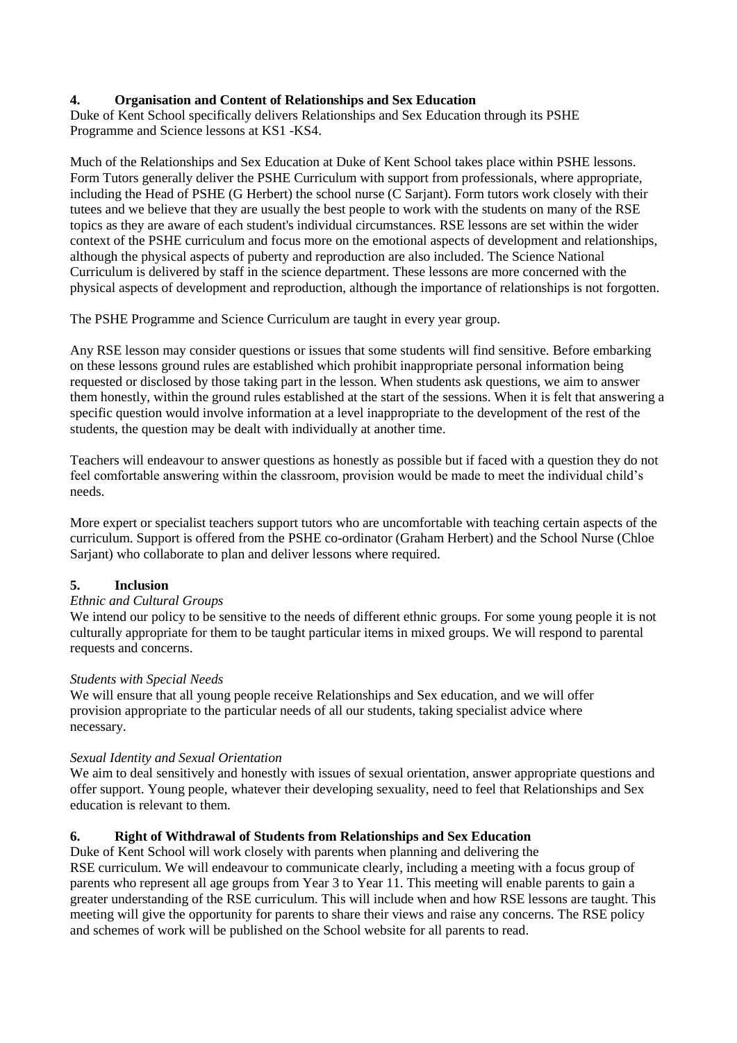## 4. Organisation and Content of Relationships and Sex Education

Duke of Kent School specifically delivers Relationships and Sex Education through its PSHE Programme and Science lessons at KS1 -KS4.

Much of the Relationships and Sex Education at Duke of Kent School takes place within PSHE lessons. Form Tutors generally deliver the PSHE Curriculum with support from professionals, where appropriate, including the Head of PSHE (G Herbert) the school nurse (C Sarjant). Form tutors work closely with their tutees and we believe that they are usually the best people to work with the students on many of the RSE topics as they are aware of each student's individual circumstances. RSE lessons are set within the wider context of the PSHE curriculum and focus more on the emotional aspects of development and relationships, although the physical aspects of puberty and reproduction are also included. The Science National Curriculum is delivered by staff in the science department. These lessons are more concerned with the physical aspects of development and reproduction, although the importance of relationships is not forgotten.

The PSHE Programme and Science Curriculum are taught in every year group.

Any RSE lesson may consider questions or issues that some students will find sensitive. Before embarking on these lessons ground rules are established which prohibit inappropriate personal information being requested or disclosed by those taking part in the lesson. When students ask questions, we aim to answer them honestly, within the ground rules established at the start of the sessions. When it is felt that answering a specific question would involve information at a level inappropriate to the development of the rest of the students, the question may be dealt with individually at another time.

Teachers will endeavour to answer questions as honestly as possible but if faced with a question they do not feel comfortable answering within the classroom, provision would be made to meet the individual child's needs.

More expert or specialist teachers support tutors who are uncomfortable with teaching certain aspects of the curriculum. Support is offered from the PSHE co-ordinator (Graham Herbert) and the School Nurse (Chloe Sarjant) who collaborate to plan and deliver lessons where required.

## 5. Inclusion

*Ethnic and Cultural Groups*

We intend our policy to be sensitive to the needs of different ethnic groups. For some young people it is not culturally appropriate for them to be taught particular items in mixed groups. We will respond to parental requests and concerns.

*Students with Special Needs*

We will ensure that all young people receive Relationships and Sex education, and we will offer provision appropriate to the particular needs of all our students, taking specialist advice where necessary.

*Sexual Identity and Sexual Orientation*

We aim to deal sensitively and honestly with issues of sexual orientation, answer appropriate questions and offer support. Young people, whatever their developing sexuality, need to feel that Relationships and Sex education is relevant to them.

## 6. Right of Withdrawal of Students from Relationships and Sex Education

Duke of Kent School will work closely with parents when planning and delivering the RSE curriculum. We will endeavour to communicate clearly, including a meeting with a focus group of parents who represent all age groups from Year 3 to Year 11. This meeting will enable parents to gain a greater understanding of the RSE curriculum. This will include when and how RSE lessons are taught. This meeting will give the opportunity for parents to share their views and raise any concerns. The RSE policy and schemes of work will be published on the School website for all parents to read.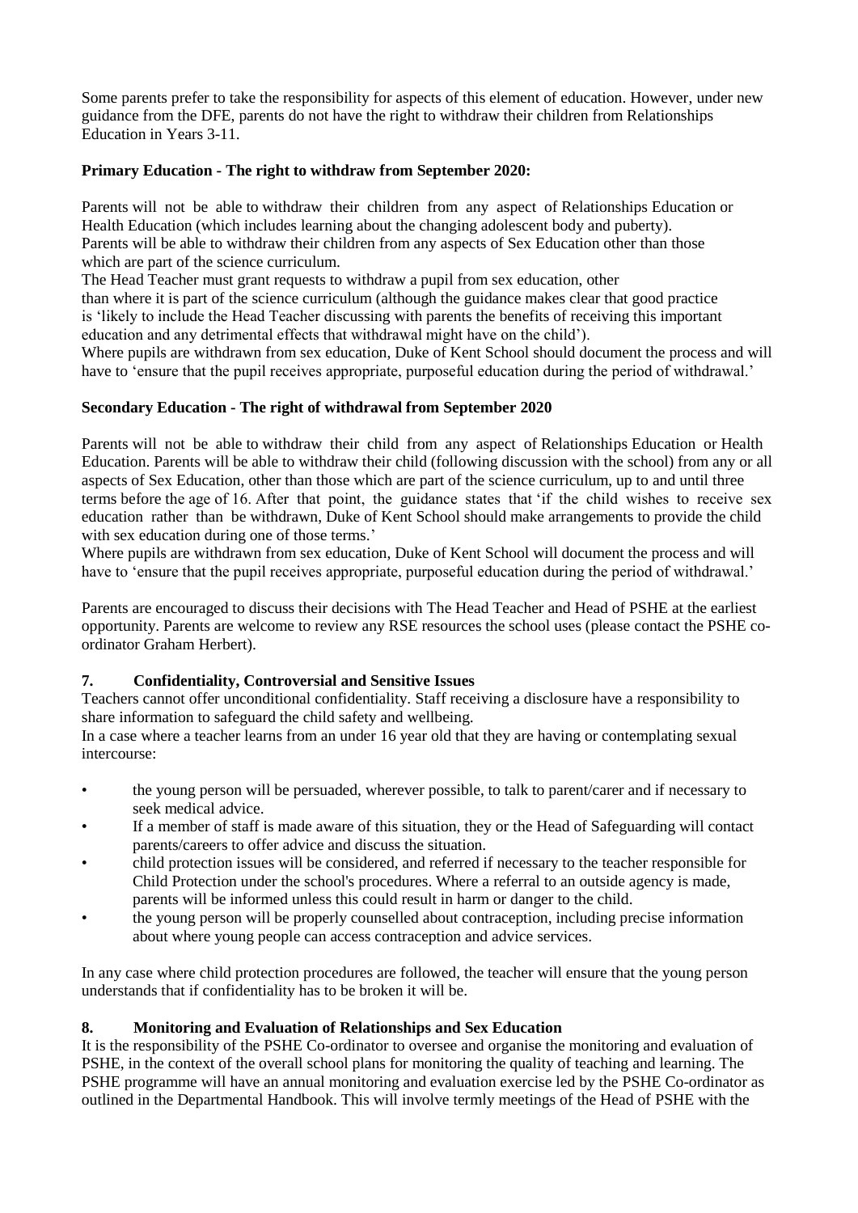Some parents prefer to take the responsibility for aspects of this element of education. However, under new guidance from the DFE, parents do not have the right to withdraw their children from Relationships Education in Years 3-11.

**Primary Education - The right to withdraw from September 2020:**

Parents will not be able to withdraw their children from any aspect of Relationships Education or Health Education (which includes learning about the changing adolescent body and puberty).
Parents will be able to withdraw their children from any aspects of Sex Education other than those which are part of the science curriculum.
The Head Teacher must grant requests to withdraw a pupil from sex education, other than where it is part of the science curriculum (although the guidance makes clear that good practice is 'likely to include the Head Teacher discussing with parents the benefits of receiving this important education and any detrimental effects that withdrawal might have on the child').
Where pupils are withdrawn from sex education, Duke of Kent School should document the process and will have to 'ensure that the pupil receives appropriate, purposeful education during the period of withdrawal.'

**Secondary Education - The right of withdrawal from September 2020**

Parents will not be able to withdraw their child from any aspect of Relationships Education or Health Education. Parents will be able to withdraw their child (following discussion with the school) from any or all aspects of Sex Education, other than those which are part of the science curriculum, up to and until three terms before the age of 16. After that point, the guidance states that 'if the child wishes to receive sex education rather than be withdrawn, Duke of Kent School should make arrangements to provide the child with sex education during one of those terms.'
Where pupils are withdrawn from sex education, Duke of Kent School will document the process and will have to 'ensure that the pupil receives appropriate, purposeful education during the period of withdrawal.'

Parents are encouraged to discuss their decisions with The Head Teacher and Head of PSHE at the earliest opportunity. Parents are welcome to review any RSE resources the school uses (please contact the PSHE co-ordinator Graham Herbert).

## 7. Confidentiality, Controversial and Sensitive Issues

Teachers cannot offer unconditional confidentiality. Staff receiving a disclosure have a responsibility to share information to safeguard the child safety and wellbeing.
In a case where a teacher learns from an under 16 year old that they are having or contemplating sexual intercourse:

- the young person will be persuaded, wherever possible, to talk to parent/carer and if necessary to seek medical advice.
- If a member of staff is made aware of this situation, they or the Head of Safeguarding will contact parents/careers to offer advice and discuss the situation.
- child protection issues will be considered, and referred if necessary to the teacher responsible for Child Protection under the school's procedures. Where a referral to an outside agency is made, parents will be informed unless this could result in harm or danger to the child.
- the young person will be properly counselled about contraception, including precise information about where young people can access contraception and advice services.

In any case where child protection procedures are followed, the teacher will ensure that the young person understands that if confidentiality has to be broken it will be.

## 8. Monitoring and Evaluation of Relationships and Sex Education

It is the responsibility of the PSHE Co-ordinator to oversee and organise the monitoring and evaluation of PSHE, in the context of the overall school plans for monitoring the quality of teaching and learning. The PSHE programme will have an annual monitoring and evaluation exercise led by the PSHE Co-ordinator as outlined in the Departmental Handbook. This will involve termly meetings of the Head of PSHE with the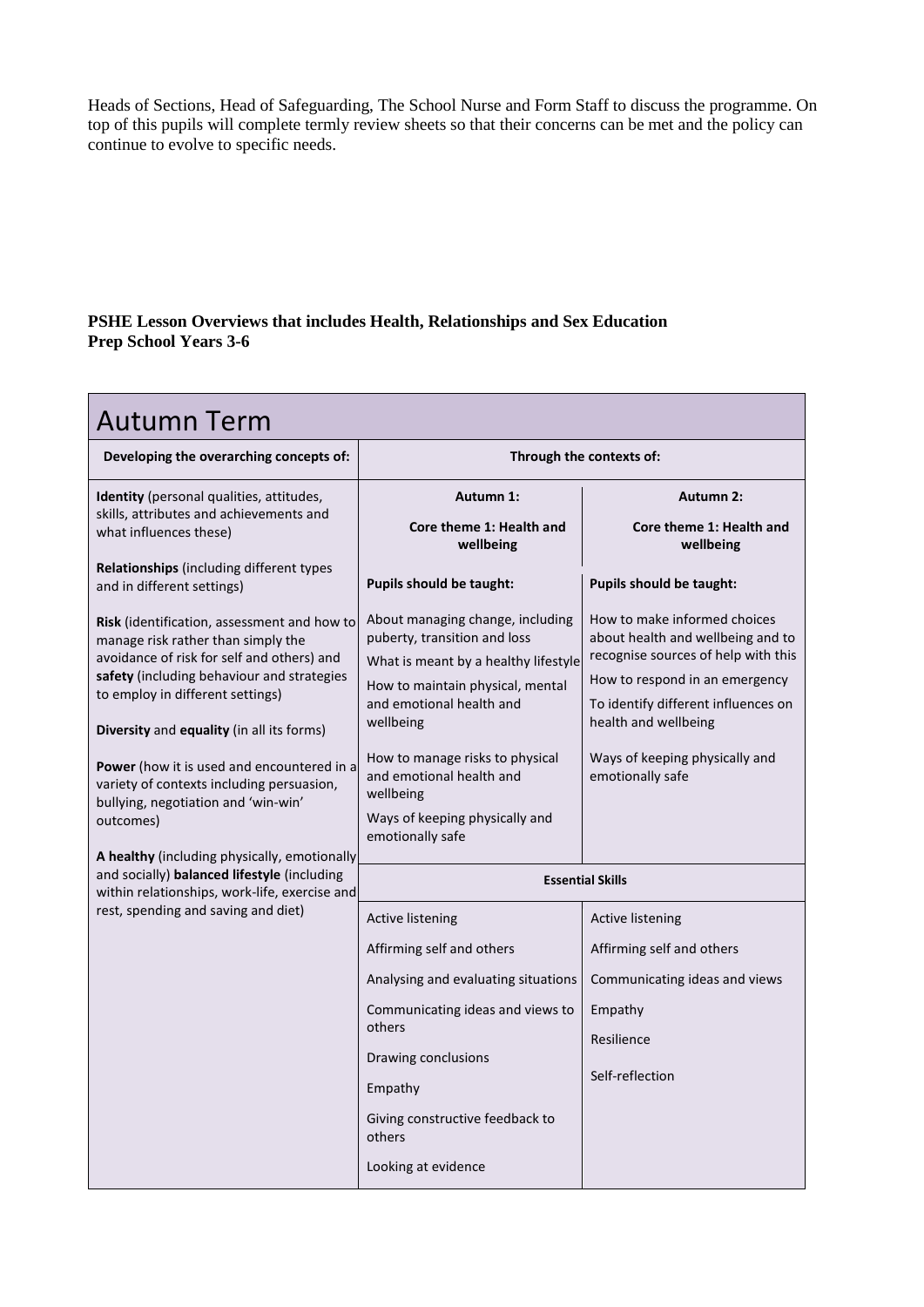Heads of Sections, Head of Safeguarding, The School Nurse and Form Staff to discuss the programme. On top of this pupils will complete termly review sheets so that their concerns can be met and the policy can continue to evolve to specific needs.

**PSHE Lesson Overviews that includes Health, Relationships and Sex Education**
**Prep School Years 3-6**

| Autumn Term | | |
|---|---|---|
| **Developing the overarching concepts of:** | **Through the contexts of:** | |
| **Identity** (personal qualities, attitudes, skills, attributes and achievements and what influences these)<br><br>**Relationships** (including different types and in different settings)<br><br>**Risk** (identification, assessment and how to manage risk rather than simply the avoidance of risk for self and others) and **safety** (including behaviour and strategies to employ in different settings)<br><br>**Diversity** and **equality** (in all its forms)<br><br>**Power** (how it is used and encountered in a variety of contexts including persuasion, bullying, negotiation and 'win-win' outcomes)<br><br>**A healthy** (including physically, emotionally and socially) **balanced lifestyle** (including within relationships, work-life, exercise and rest, spending and saving and diet) | **Autumn 1:**<br><br>**Core theme 1: Health and wellbeing**<br><br>**Pupils should be taught:**<br><br>About managing change, including puberty, transition and loss<br><br>What is meant by a healthy lifestyle<br><br>How to maintain physical, mental and emotional health and wellbeing<br><br>How to manage risks to physical and emotional health and wellbeing<br><br>Ways of keeping physically and emotionally safe | **Autumn 2:**<br><br>**Core theme 1: Health and wellbeing**<br><br>**Pupils should be taught:**<br><br>How to make informed choices about health and wellbeing and to recognise sources of help with this<br><br>How to respond in an emergency<br><br>To identify different influences on health and wellbeing<br><br>Ways of keeping physically and emotionally safe |
| | **Essential Skills** | |
| | Active listening<br><br>Affirming self and others<br><br>Analysing and evaluating situations<br><br>Communicating ideas and views to others<br><br>Drawing conclusions<br><br>Empathy<br><br>Giving constructive feedback to others<br><br>Looking at evidence | Active listening<br><br>Affirming self and others<br><br>Communicating ideas and views<br><br>Empathy<br><br>Resilience<br><br>Self-reflection |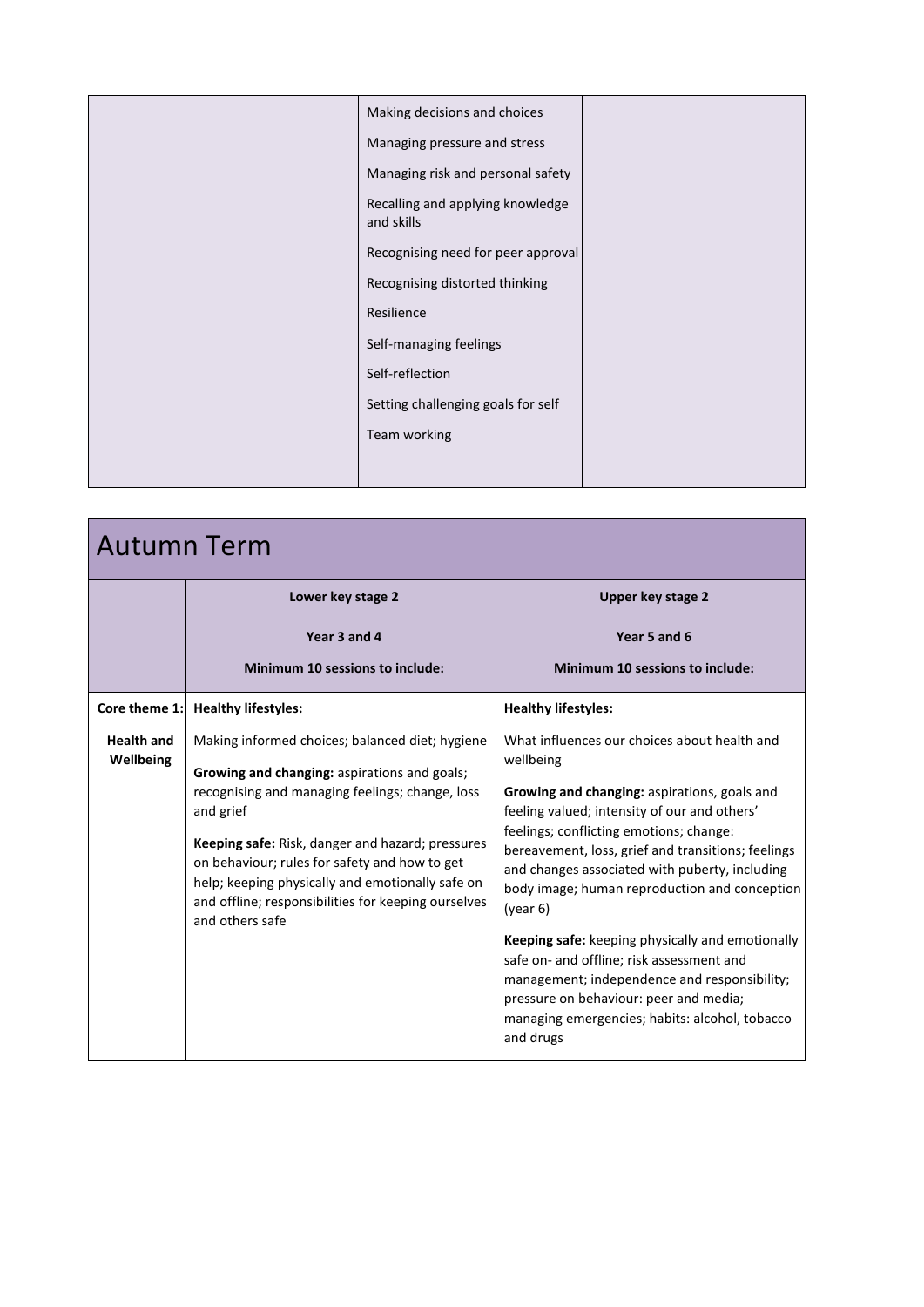| | | |
|---|---|---|
| | Making decisions and choices<br>Managing pressure and stress<br>Managing risk and personal safety<br>Recalling and applying knowledge and skills<br>Recognising need for peer approval<br>Recognising distorted thinking<br>Resilience<br>Self-managing feelings<br>Self-reflection<br>Setting challenging goals for self<br>Team working | |

# Autumn Term

| | Lower key stage 2 | Upper key stage 2 |
|---|---|---|
| | **Year 3 and 4**<br>**Minimum 10 sessions to include:** | **Year 5 and 6**<br>**Minimum 10 sessions to include:** |
| **Core theme 1:**<br>**Health and Wellbeing** | **Healthy lifestyles:**<br>Making informed choices; balanced diet; hygiene<br>**Growing and changing:** aspirations and goals; recognising and managing feelings; change, loss and grief<br>**Keeping safe:** Risk, danger and hazard; pressures on behaviour; rules for safety and how to get help; keeping physically and emotionally safe on and offline; responsibilities for keeping ourselves and others safe | **Healthy lifestyles:**<br>What influences our choices about health and wellbeing<br>**Growing and changing:** aspirations, goals and feeling valued; intensity of our and others' feelings; conflicting emotions; change: bereavement, loss, grief and transitions; feelings and changes associated with puberty, including body image; human reproduction and conception (year 6)<br>**Keeping safe:** keeping physically and emotionally safe on- and offline; risk assessment and management; independence and responsibility; pressure on behaviour: peer and media; managing emergencies; habits: alcohol, tobacco and drugs |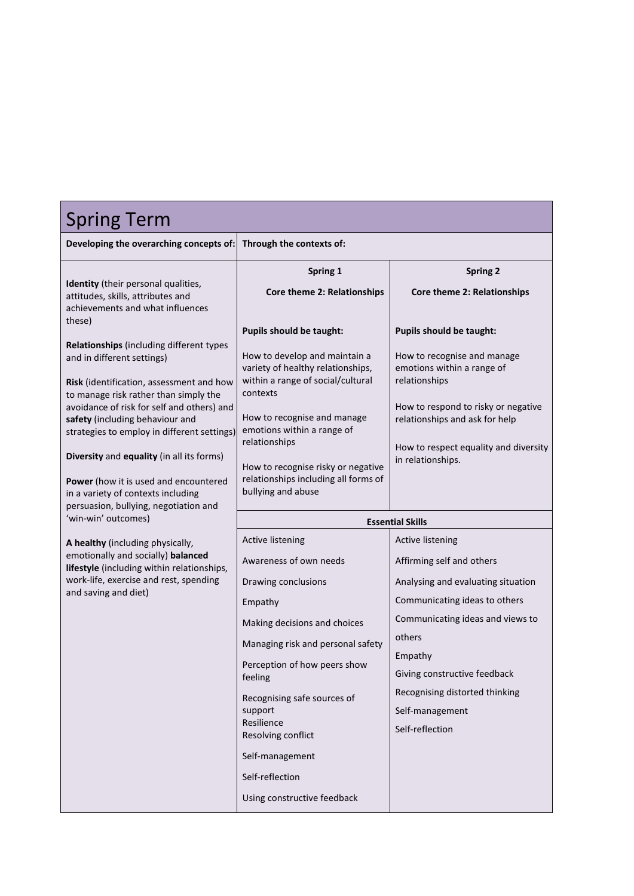# Spring Term

| Developing the overarching concepts of: | Through the contexts of: | |
|---|---|---|
| **Identity** (their personal qualities, attitudes, skills, attributes and achievements and what influences these)<br><br>**Relationships** (including different types and in different settings)<br><br>**Risk** (identification, assessment and how to manage risk rather than simply the avoidance of risk for self and others) and **safety** (including behaviour and strategies to employ in different settings)<br><br>**Diversity** and **equality** (in all its forms)<br><br>**Power** (how it is used and encountered in a variety of contexts including persuasion, bullying, negotiation and 'win-win' outcomes)<br><br>**A healthy** (including physically, emotionally and socially) **balanced lifestyle** (including within relationships, work-life, exercise and rest, spending and saving and diet) | **Spring 1**<br><br>**Core theme 2: Relationships**<br><br>**Pupils should be taught:**<br><br>How to develop and maintain a variety of healthy relationships, within a range of social/cultural contexts<br><br>How to recognise and manage emotions within a range of relationships<br><br>How to recognise risky or negative relationships including all forms of bullying and abuse | **Spring 2**<br><br>**Core theme 2: Relationships**<br><br>**Pupils should be taught:**<br><br>How to recognise and manage emotions within a range of relationships<br><br>How to respond to risky or negative relationships and ask for help<br><br>How to respect equality and diversity in relationships. |
| | **Essential Skills** | |
| | Active listening<br><br>Awareness of own needs<br><br>Drawing conclusions<br><br>Empathy<br><br>Making decisions and choices<br><br>Managing risk and personal safety<br><br>Perception of how peers show feeling<br><br>Recognising safe sources of support<br>Resilience<br>Resolving conflict<br><br>Self-management<br><br>Self-reflection<br><br>Using constructive feedback | Active listening<br><br>Affirming self and others<br><br>Analysing and evaluating situation<br><br>Communicating ideas to others<br><br>Communicating ideas and views to others<br><br>Empathy<br><br>Giving constructive feedback<br><br>Recognising distorted thinking<br><br>Self-management<br><br>Self-reflection |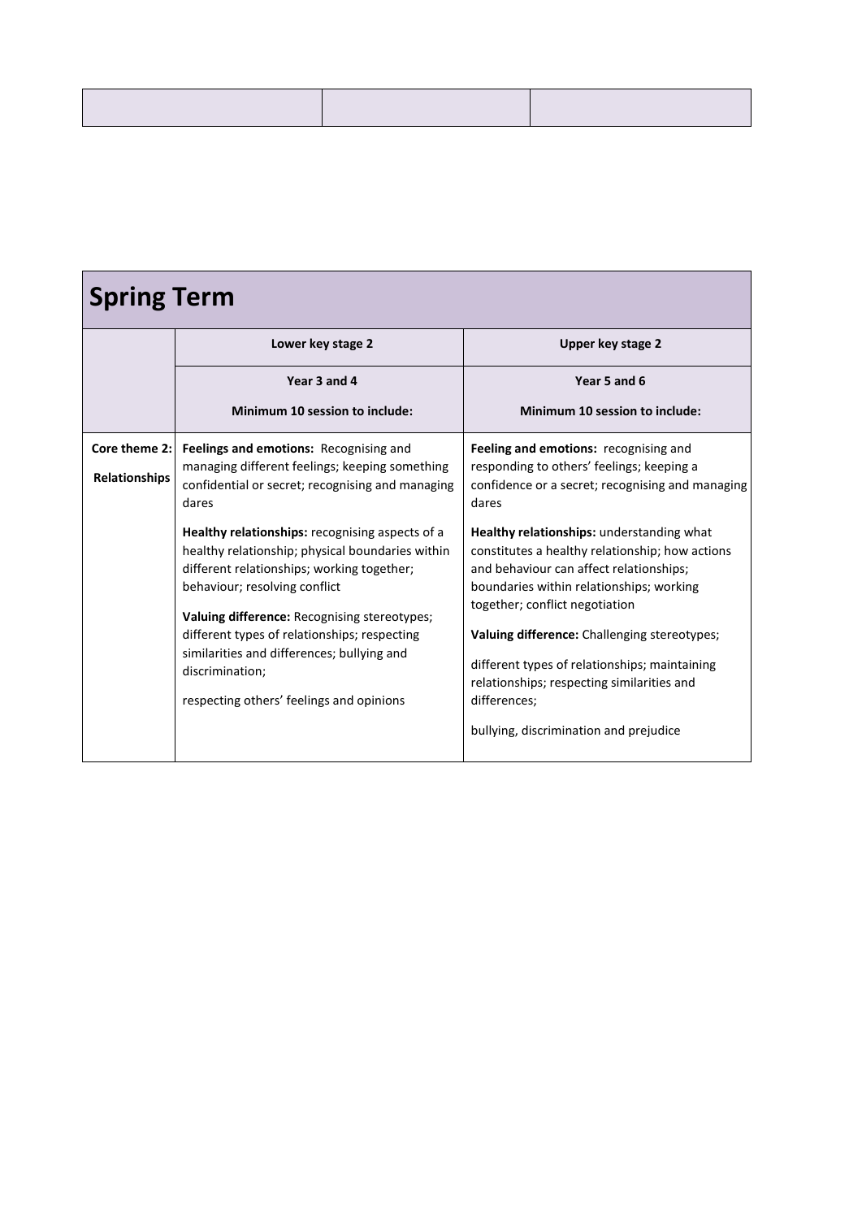| | | |
|---|---|---|
| | | |

## Spring Term

| | Lower key stage 2 | Upper key stage 2 |
|---|---|---|
| | **Year 3 and 4**<br><br>**Minimum 10 session to include:** | **Year 5 and 6**<br><br>**Minimum 10 session to include:** |
| **Core theme 2:**<br><br>**Relationships** | **Feelings and emotions:** Recognising and managing different feelings; keeping something confidential or secret; recognising and managing dares<br><br>**Healthy relationships:** recognising aspects of a healthy relationship; physical boundaries within different relationships; working together; behaviour; resolving conflict<br><br>**Valuing difference:** Recognising stereotypes; different types of relationships; respecting similarities and differences; bullying and discrimination;<br><br>respecting others' feelings and opinions | **Feeling and emotions:** recognising and responding to others' feelings; keeping a confidence or a secret; recognising and managing dares<br><br>**Healthy relationships:** understanding what constitutes a healthy relationship; how actions and behaviour can affect relationships; boundaries within relationships; working together; conflict negotiation<br><br>**Valuing difference:** Challenging stereotypes;<br><br>different types of relationships; maintaining relationships; respecting similarities and differences;<br><br>bullying, discrimination and prejudice |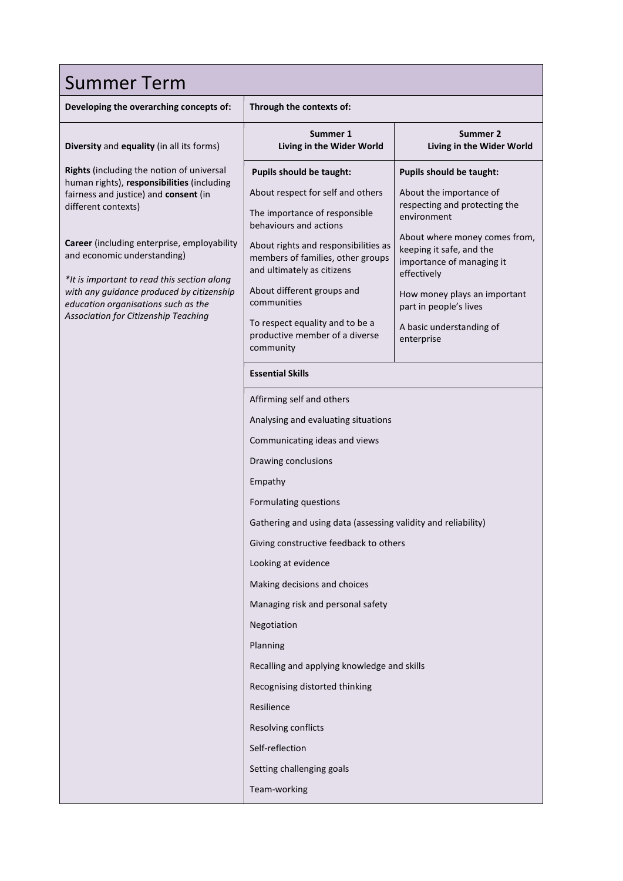# Summer Term

| Developing the overarching concepts of: | Through the contexts of: | |
|---|---|---|
| **Diversity** and **equality** (in all its forms)<br><br>**Rights** (including the notion of universal human rights), **responsibilities** (including fairness and justice) and **consent** (in different contexts)<br><br>**Career** (including enterprise, employability and economic understanding)<br><br>*\*It is important to read this section along with any guidance produced by citizenship education organisations such as the Association for Citizenship Teaching* | **Summer 1**<br>**Living in the Wider World** | **Summer 2**<br>**Living in the Wider World** |
| | **Pupils should be taught:**<br><br>About respect for self and others<br><br>The importance of responsible behaviours and actions<br><br>About rights and responsibilities as members of families, other groups and ultimately as citizens<br><br>About different groups and communities<br><br>To respect equality and to be a productive member of a diverse community | **Pupils should be taught:**<br><br>About the importance of respecting and protecting the environment<br><br>About where money comes from, keeping it safe, and the importance of managing it effectively<br><br>How money plays an important part in people's lives<br><br>A basic understanding of enterprise |
| | **Essential Skills** | |
| | Affirming self and others<br><br>Analysing and evaluating situations<br><br>Communicating ideas and views<br><br>Drawing conclusions<br><br>Empathy<br><br>Formulating questions<br><br>Gathering and using data (assessing validity and reliability)<br><br>Giving constructive feedback to others<br><br>Looking at evidence<br><br>Making decisions and choices<br><br>Managing risk and personal safety<br><br>Negotiation<br><br>Planning<br><br>Recalling and applying knowledge and skills<br><br>Recognising distorted thinking<br><br>Resilience<br><br>Resolving conflicts<br><br>Self-reflection<br><br>Setting challenging goals<br><br>Team-working | |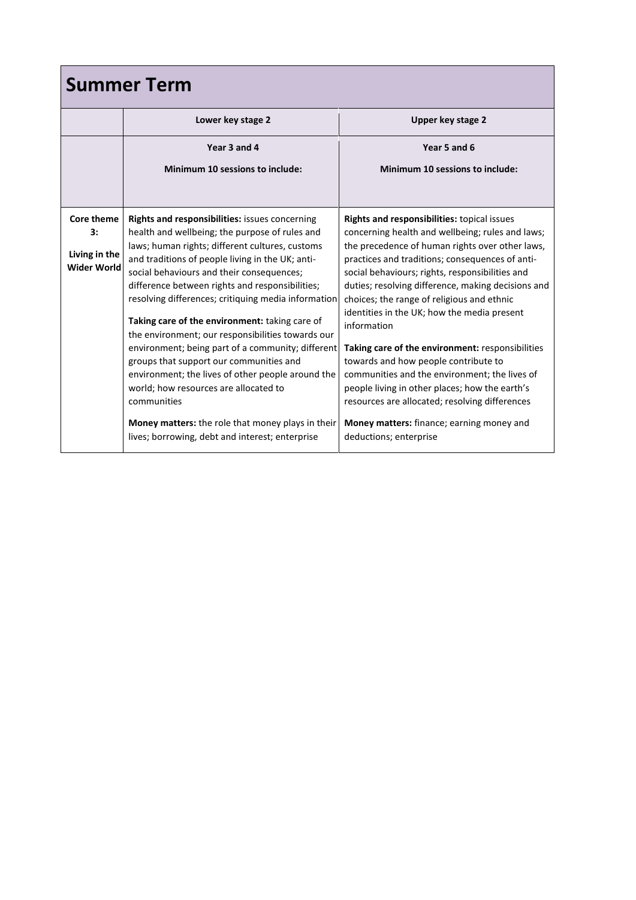## Summer Term

| | Lower key stage 2 | Upper key stage 2 |
|---|---|---|
| | Year 3 and 4<br><br>Minimum 10 sessions to include: | Year 5 and 6<br><br>Minimum 10 sessions to include: |
| **Core theme 3:**<br><br>**Living in the Wider World** | **Rights and responsibilities:** issues concerning health and wellbeing; the purpose of rules and laws; human rights; different cultures, customs and traditions of people living in the UK; anti-social behaviours and their consequences; difference between rights and responsibilities; resolving differences; critiquing media information<br><br>**Taking care of the environment:** taking care of the environment; our responsibilities towards our environment; being part of a community; different groups that support our communities and environment; the lives of other people around the world; how resources are allocated to communities<br><br>**Money matters:** the role that money plays in their lives; borrowing, debt and interest; enterprise | **Rights and responsibilities:** topical issues concerning health and wellbeing; rules and laws; the precedence of human rights over other laws, practices and traditions; consequences of anti-social behaviours; rights, responsibilities and duties; resolving difference, making decisions and choices; the range of religious and ethnic identities in the UK; how the media present information<br><br>**Taking care of the environment:** responsibilities towards and how people contribute to communities and the environment; the lives of people living in other places; how the earth's resources are allocated; resolving differences<br><br>**Money matters:** finance; earning money and deductions; enterprise |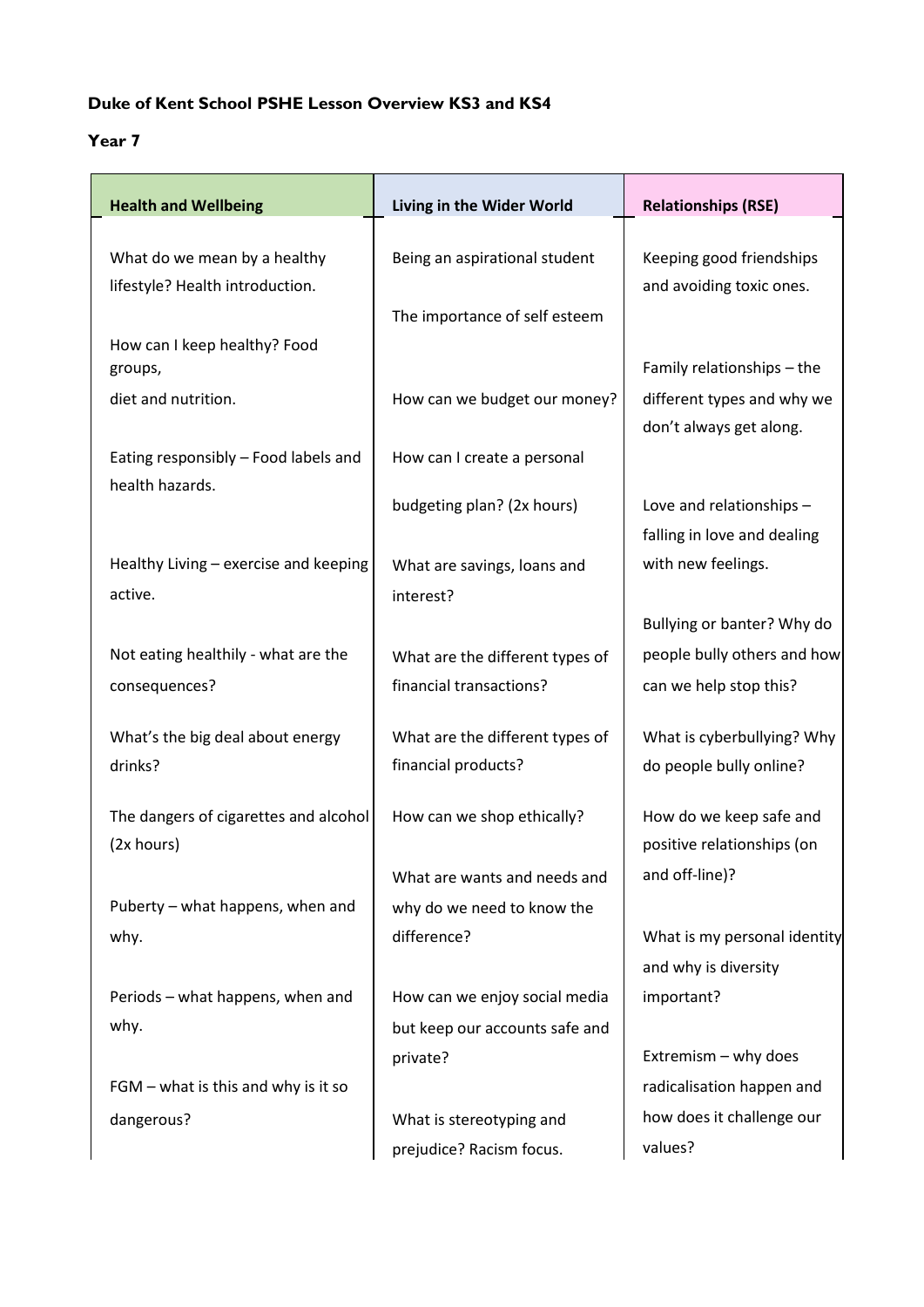**Duke of Kent School PSHE Lesson Overview KS3 and KS4**

**Year 7**

| Health and Wellbeing | Living in the Wider World | Relationships (RSE) |
| --- | --- | --- |
| What do we mean by a healthy lifestyle? Health introduction. | Being an aspirational student | Keeping good friendships and avoiding toxic ones. |
| How can I keep healthy? Food groups, diet and nutrition. | The importance of self esteem | Family relationships – the different types and why we don't always get along. |
| Eating responsibly – Food labels and health hazards. | How can we budget our money? | Love and relationships – falling in love and dealing with new feelings. |
| Healthy Living – exercise and keeping active. | How can I create a personal budgeting plan? (2x hours) | Bullying or banter? Why do people bully others and how can we help stop this? |
| Not eating healthily - what are the consequences? | What are savings, loans and interest? | What is cyberbullying? Why do people bully online? |
| What's the big deal about energy drinks? | What are the different types of financial transactions? | How do we keep safe and positive relationships (on and off-line)? |
| The dangers of cigarettes and alcohol (2x hours) | What are the different types of financial products? | What is my personal identity and why is diversity important? |
| Puberty – what happens, when and why. | How can we shop ethically? | Extremism – why does radicalisation happen and how does it challenge our values? |
| Periods – what happens, when and why. | What are wants and needs and why do we need to know the difference? | |
| FGM – what is this and why is it so dangerous? | How can we enjoy social media but keep our accounts safe and private? | |
| | What is stereotyping and prejudice? Racism focus. | |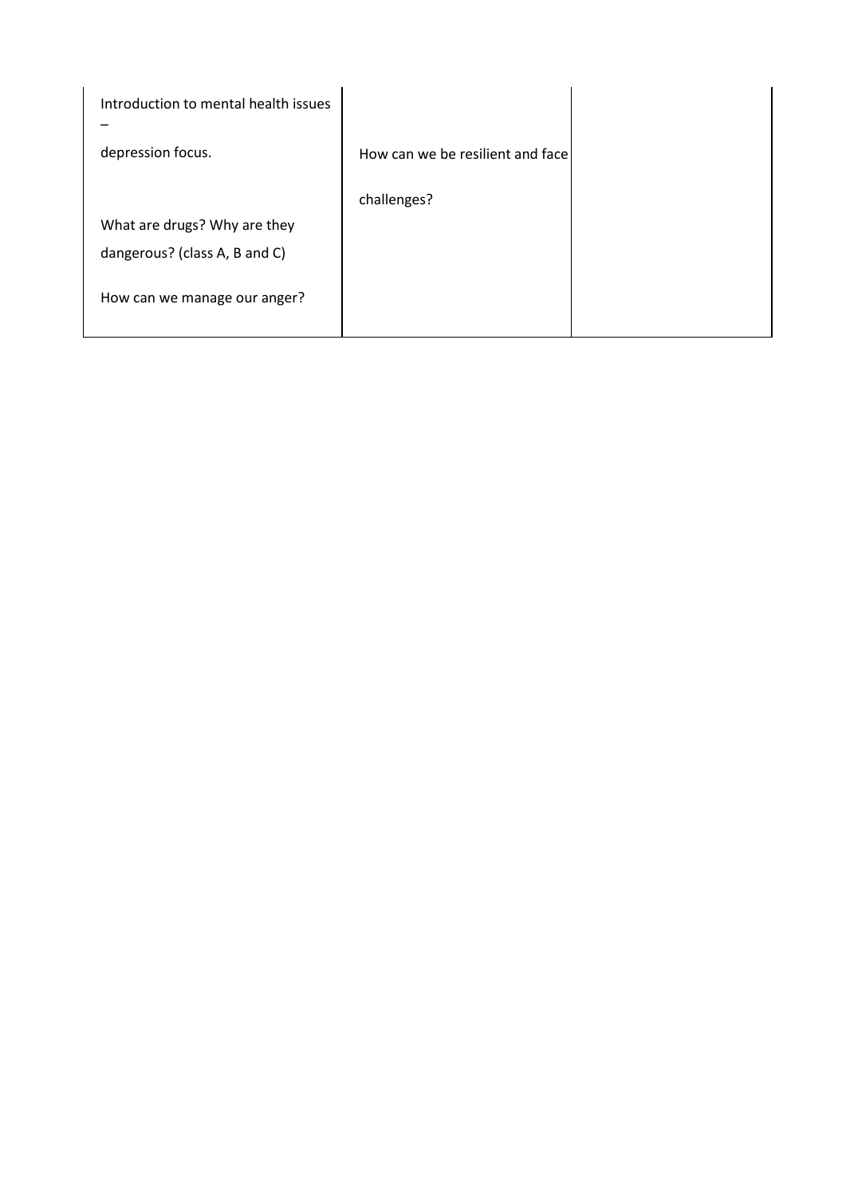|  |  |  |
|---|---|---|
| Introduction to mental health issues – depression focus.<br><br>What are drugs? Why are they dangerous? (class A, B and C)<br><br>How can we manage our anger? | How can we be resilient and face challenges? |  |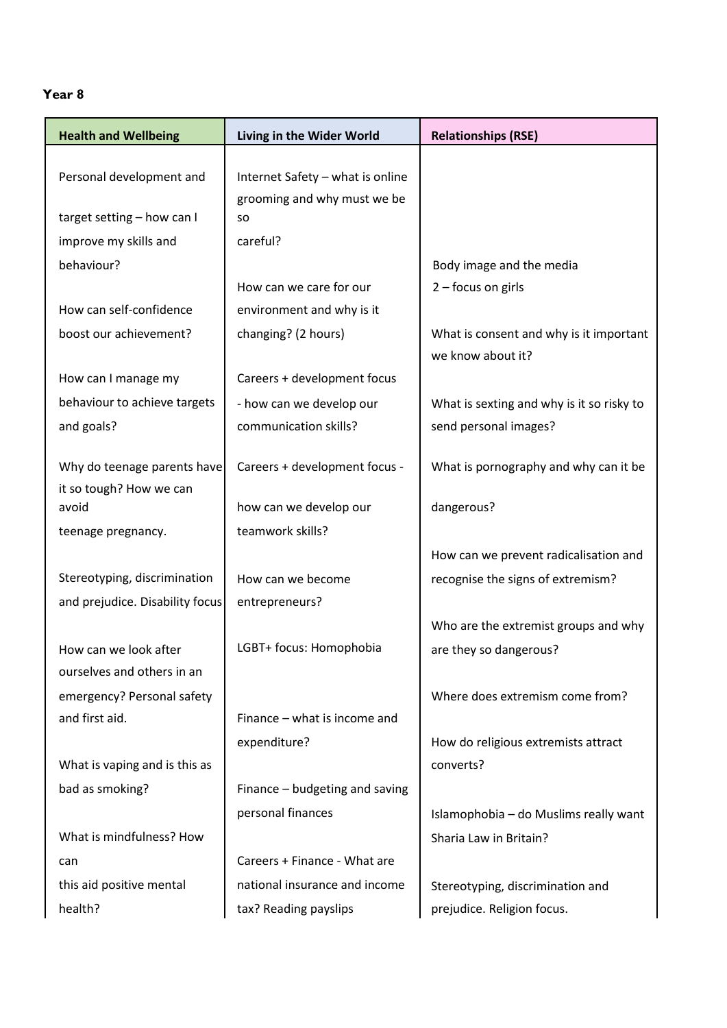**Year 8**

| Health and Wellbeing | Living in the Wider World | Relationships (RSE) |
|---|---|---|
| Personal development and target setting – how can I improve my skills and behaviour? | Internet Safety – what is online grooming and why must we be so careful? | Body image and the media 2 – focus on girls |
| How can self-confidence boost our achievement? | How can we care for our environment and why is it changing? (2 hours) | What is consent and why is it important we know about it? |
| How can I manage my behaviour to achieve targets and goals? | Careers + development focus - how can we develop our communication skills? | What is sexting and why is it so risky to send personal images? |
| Why do teenage parents have it so tough? How we can avoid teenage pregnancy. | Careers + development focus - how can we develop our teamwork skills? | What is pornography and why can it be dangerous? |
| Stereotyping, discrimination and prejudice. Disability focus | How can we become entrepreneurs? | How can we prevent radicalisation and recognise the signs of extremism? |
| How can we look after ourselves and others in an emergency? Personal safety and first aid. | LGBT+ focus: Homophobia | Who are the extremist groups and why are they so dangerous? |
| What is vaping and is this as bad as smoking? | Finance – what is income and expenditure? | Where does extremism come from? |
| What is mindfulness? How can this aid positive mental health? | Finance – budgeting and saving personal finances | How do religious extremists attract converts? |
| | Careers + Finance - What are national insurance and income tax? Reading payslips | Islamophobia – do Muslims really want Sharia Law in Britain? |
| | | Stereotyping, discrimination and prejudice. Religion focus. |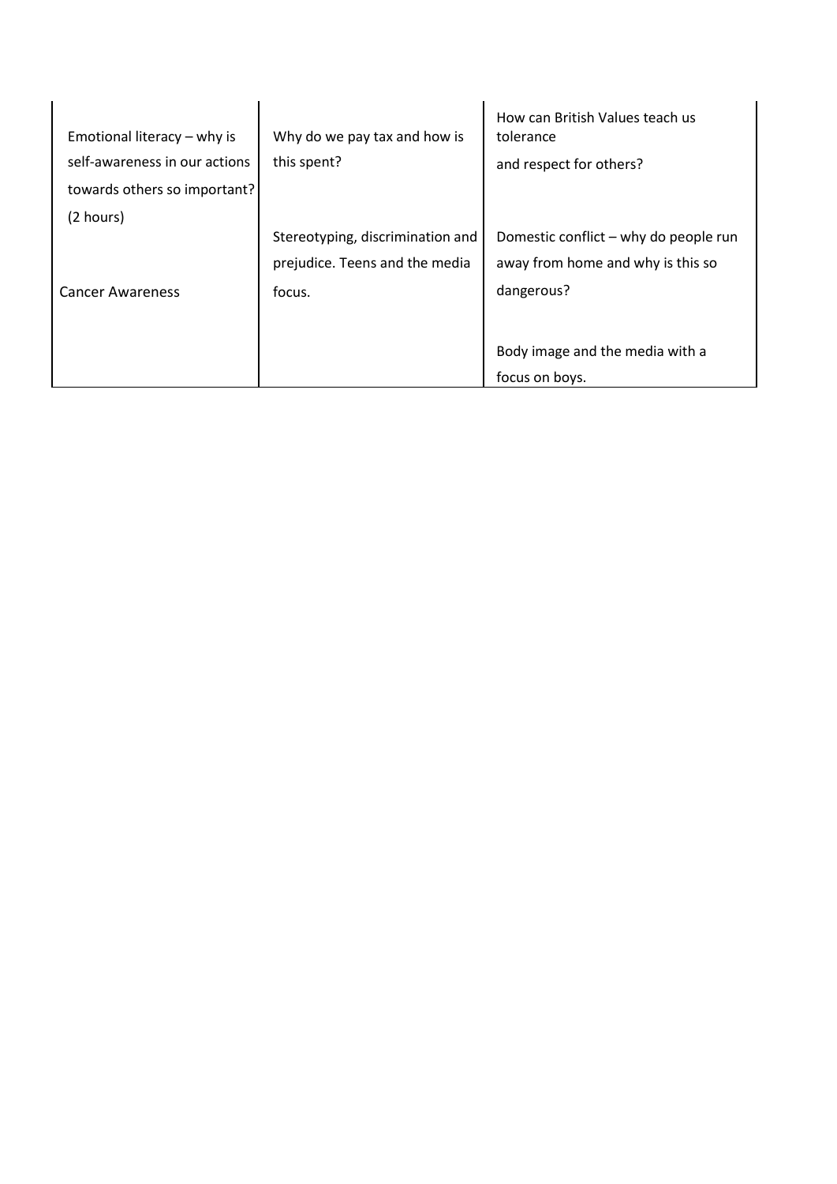| | | |
|---|---|---|
| Emotional literacy – why is self-awareness in our actions towards others so important? (2 hours)<br><br>Cancer Awareness | Why do we pay tax and how is this spent?<br><br>Stereotyping, discrimination and prejudice. Teens and the media focus. | How can British Values teach us tolerance and respect for others?<br><br>Domestic conflict – why do people run away from home and why is this so dangerous?<br><br>Body image and the media with a focus on boys. |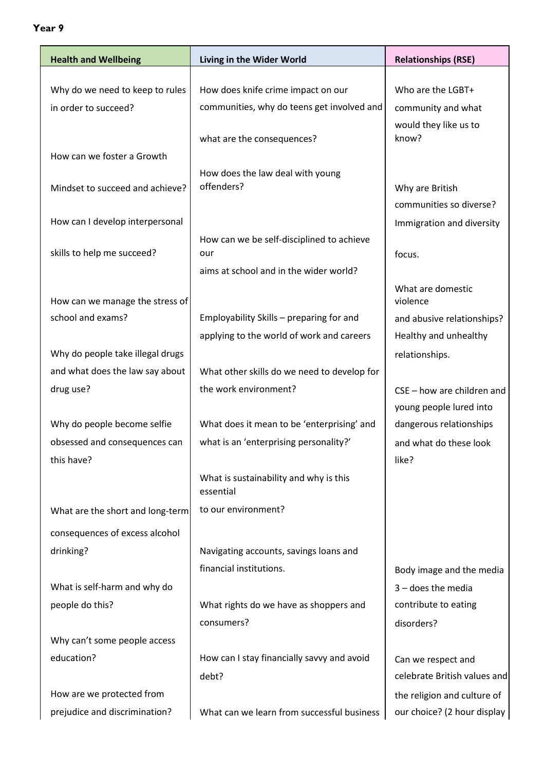**Year 9**

| Health and Wellbeing | Living in the Wider World | Relationships (RSE) |
|---|---|---|
| Why do we need to keep to rules in order to succeed? | How does knife crime impact on our communities, why do teens get involved and what are the consequences? | Who are the LGBT+ community and what would they like us to know? |
| How can we foster a Growth Mindset to succeed and achieve? | How does the law deal with young offenders? | Why are British communities so diverse? Immigration and diversity focus. |
| How can I develop interpersonal skills to help me succeed? | How can we be self-disciplined to achieve our aims at school and in the wider world? | What are domestic violence and abusive relationships? Healthy and unhealthy relationships. |
| How can we manage the stress of school and exams? | Employability Skills – preparing for and applying to the world of work and careers | CSE – how are children and young people lured into dangerous relationships and what do these look like? |
| Why do people take illegal drugs and what does the law say about drug use? | What other skills do we need to develop for the work environment? | Body image and the media 3 – does the media contribute to eating disorders? |
| Why do people become selfie obsessed and consequences can this have? | What does it mean to be 'enterprising' and what is an 'enterprising personality?' | Can we respect and celebrate British values and the religion and culture of our choice? (2 hour display |
| What are the short and long-term consequences of excess alcohol drinking? | What is sustainability and why is this essential to our environment? | |
| What is self-harm and why do people do this? | Navigating accounts, savings loans and financial institutions. | |
| Why can't some people access education? | What rights do we have as shoppers and consumers? | |
| How are we protected from prejudice and discrimination? | How can I stay financially savvy and avoid debt? | |
| | What can we learn from successful business | |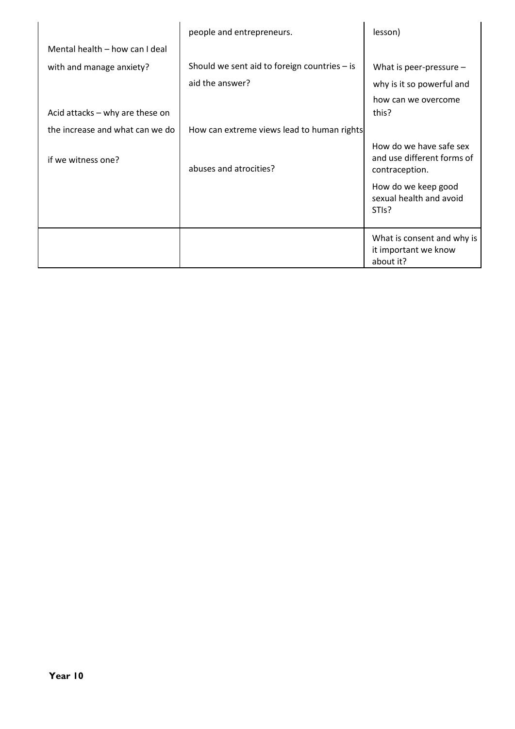| | | |
|---|---|---|
| Mental health – how can I deal with and manage anxiety?<br><br>Acid attacks – why are these on the increase and what can we do if we witness one? | people and entrepreneurs.<br><br>Should we sent aid to foreign countries – is aid the answer?<br><br>How can extreme views lead to human rights abuses and atrocities? | lesson)<br><br>What is peer-pressure – why is it so powerful and how can we overcome this?<br><br>How do we have safe sex and use different forms of contraception.<br><br>How do we keep good sexual health and avoid STIs? |
| | | What is consent and why is it important we know about it? |

**Year 10**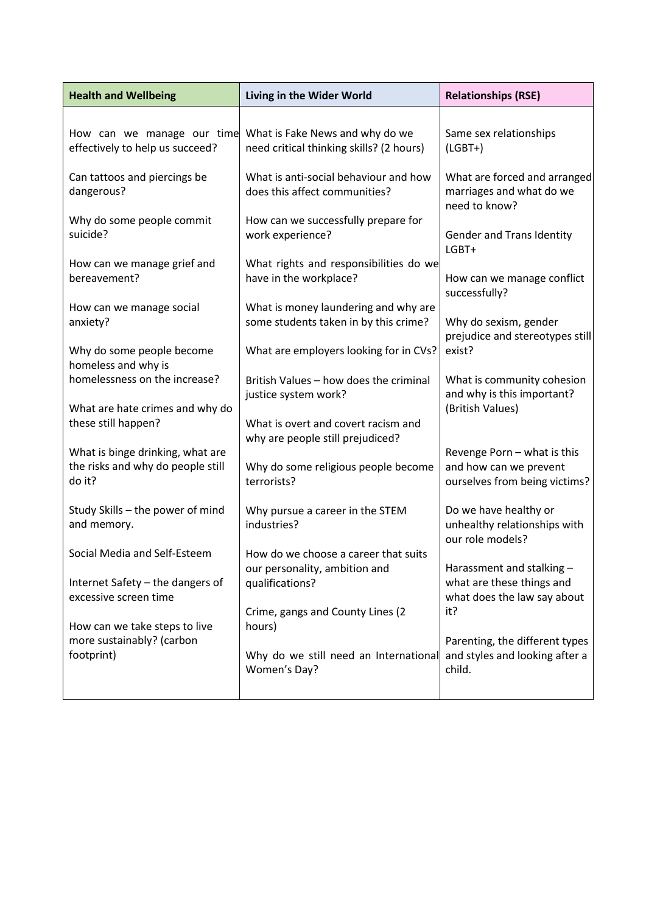| Health and Wellbeing | Living in the Wider World | Relationships (RSE) |
|---|---|---|
| How can we manage our time effectively to help us succeed?<br><br>Can tattoos and piercings be dangerous?<br><br>Why do some people commit suicide?<br><br>How can we manage grief and bereavement?<br><br>How can we manage social anxiety?<br><br>Why do some people become homeless and why is homelessness on the increase?<br><br>What are hate crimes and why do these still happen?<br><br>What is binge drinking, what are the risks and why do people still do it?<br><br>Study Skills – the power of mind and memory.<br><br>Social Media and Self-Esteem<br><br>Internet Safety – the dangers of excessive screen time<br><br>How can we take steps to live more sustainably? (carbon footprint) | What is Fake News and why do we need critical thinking skills? (2 hours)<br><br>What is anti-social behaviour and how does this affect communities?<br><br>How can we successfully prepare for work experience?<br><br>What rights and responsibilities do we have in the workplace?<br><br>What is money laundering and why are some students taken in by this crime?<br><br>What are employers looking for in CVs?<br><br>British Values – how does the criminal justice system work?<br><br>What is overt and covert racism and why are people still prejudiced?<br><br>Why do some religious people become terrorists?<br><br>Why pursue a career in the STEM industries?<br><br>How do we choose a career that suits our personality, ambition and qualifications?<br><br>Crime, gangs and County Lines (2 hours)<br><br>Why do we still need an International Women's Day? | Same sex relationships (LGBT+)<br><br>What are forced and arranged marriages and what do we need to know?<br><br>Gender and Trans Identity LGBT+<br><br>How can we manage conflict successfully?<br><br>Why do sexism, gender prejudice and stereotypes still exist?<br><br>What is community cohesion and why is this important? (British Values)<br><br>Revenge Porn – what is this and how can we prevent ourselves from being victims?<br><br>Do we have healthy or unhealthy relationships with our role models?<br><br>Harassment and stalking – what are these things and what does the law say about it?<br><br>Parenting, the different types and styles and looking after a child. |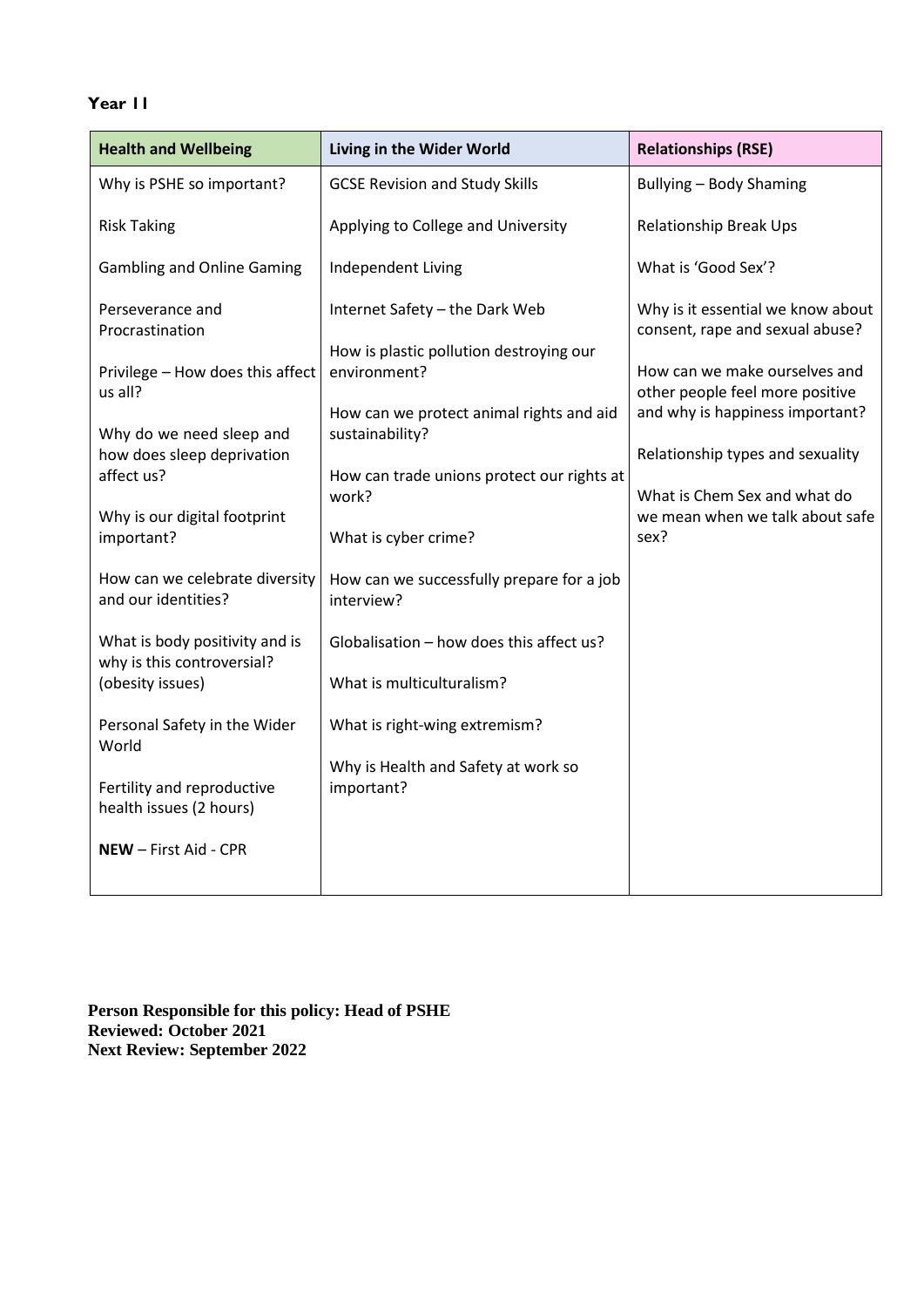**Year 11**

| Health and Wellbeing | Living in the Wider World | Relationships (RSE) |
| --- | --- | --- |
| Why is PSHE so important?<br><br>Risk Taking<br><br>Gambling and Online Gaming<br><br>Perseverance and Procrastination<br><br>Privilege – How does this affect us all?<br><br>Why do we need sleep and how does sleep deprivation affect us?<br><br>Why is our digital footprint important?<br><br>How can we celebrate diversity and our identities?<br><br>What is body positivity and is why is this controversial? (obesity issues)<br><br>Personal Safety in the Wider World<br><br>Fertility and reproductive health issues (2 hours)<br><br>**NEW** – First Aid - CPR | GCSE Revision and Study Skills<br><br>Applying to College and University<br><br>Independent Living<br><br>Internet Safety – the Dark Web<br><br>How is plastic pollution destroying our environment?<br><br>How can we protect animal rights and aid sustainability?<br><br>How can trade unions protect our rights at work?<br><br>What is cyber crime?<br><br>How can we successfully prepare for a job interview?<br><br>Globalisation – how does this affect us?<br><br>What is multiculturalism?<br><br>What is right-wing extremism?<br><br>Why is Health and Safety at work so important? | Bullying – Body Shaming<br><br>Relationship Break Ups<br><br>What is 'Good Sex'?<br><br>Why is it essential we know about consent, rape and sexual abuse?<br><br>How can we make ourselves and other people feel more positive and why is happiness important?<br><br>Relationship types and sexuality<br><br>What is Chem Sex and what do we mean when we talk about safe sex? |

**Person Responsible for this policy: Head of PSHE**
**Reviewed: October 2021**
**Next Review: September 2022**